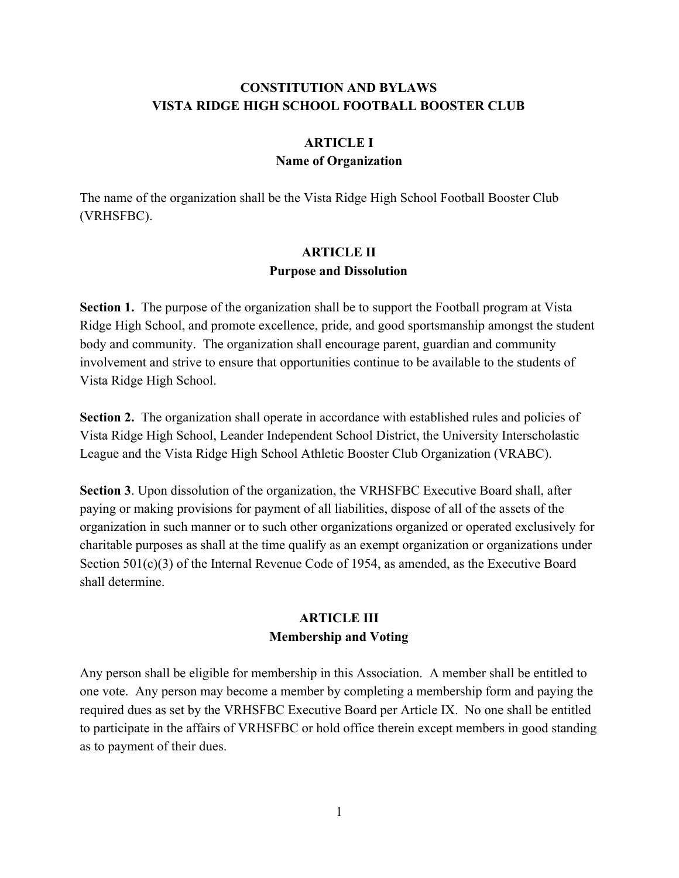# CONSTITUTION AND BYLAWS
# VISTA RIDGE HIGH SCHOOL FOOTBALL BOOSTER CLUB

## ARTICLE I
## Name of Organization

The name of the organization shall be the Vista Ridge High School Football Booster Club (VRHSFBC).

## ARTICLE II
## Purpose and Dissolution

**Section 1.** The purpose of the organization shall be to support the Football program at Vista Ridge High School, and promote excellence, pride, and good sportsmanship amongst the student body and community. The organization shall encourage parent, guardian and community involvement and strive to ensure that opportunities continue to be available to the students of Vista Ridge High School.

**Section 2.** The organization shall operate in accordance with established rules and policies of Vista Ridge High School, Leander Independent School District, the University Interscholastic League and the Vista Ridge High School Athletic Booster Club Organization (VRABC).

**Section 3**. Upon dissolution of the organization, the VRHSFBC Executive Board shall, after paying or making provisions for payment of all liabilities, dispose of all of the assets of the organization in such manner or to such other organizations organized or operated exclusively for charitable purposes as shall at the time qualify as an exempt organization or organizations under Section 501(c)(3) of the Internal Revenue Code of 1954, as amended, as the Executive Board shall determine.

## ARTICLE III
## Membership and Voting

Any person shall be eligible for membership in this Association. A member shall be entitled to one vote. Any person may become a member by completing a membership form and paying the required dues as set by the VRHSFBC Executive Board per Article IX. No one shall be entitled to participate in the affairs of VRHSFBC or hold office therein except members in good standing as to payment of their dues.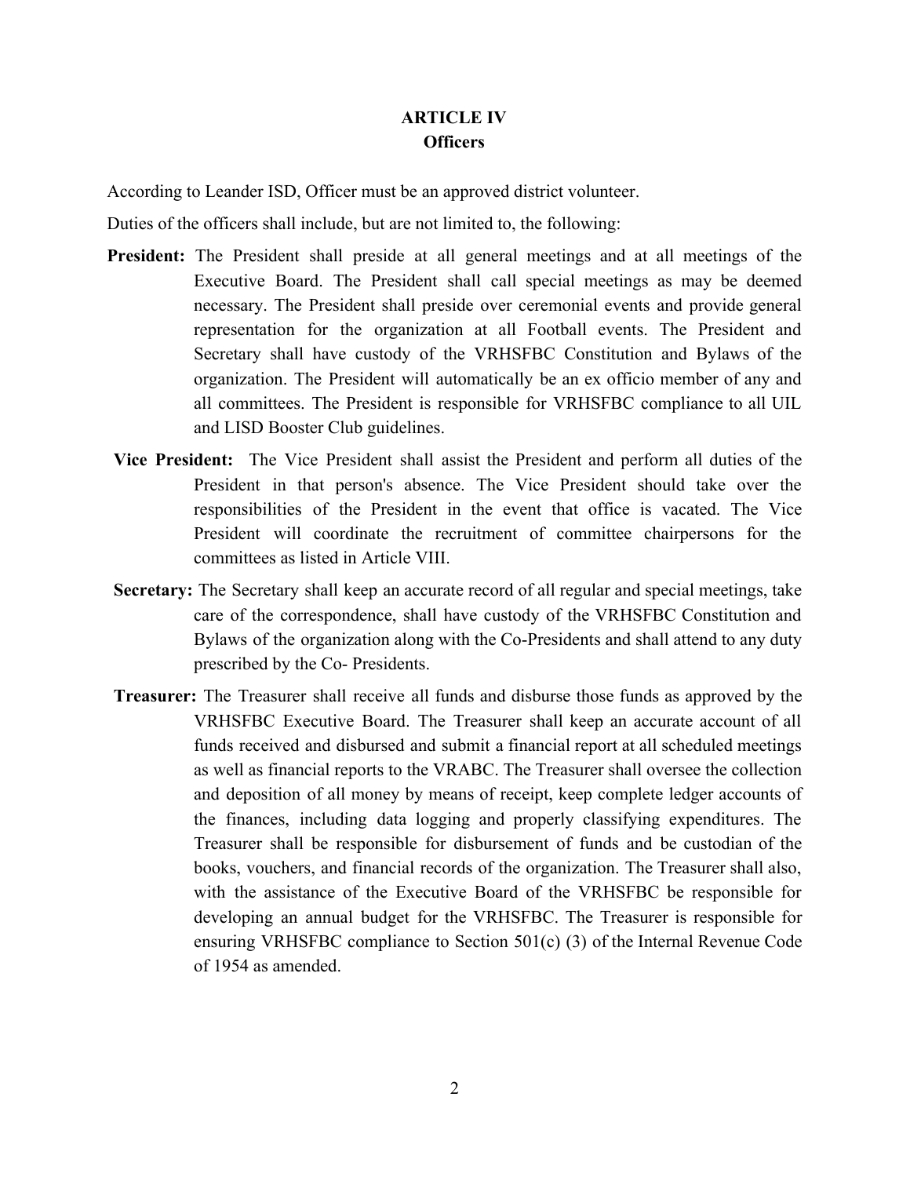## ARTICLE IV
## Officers

According to Leander ISD, Officer must be an approved district volunteer.

Duties of the officers shall include, but are not limited to, the following:

**President:** The President shall preside at all general meetings and at all meetings of the Executive Board. The President shall call special meetings as may be deemed necessary. The President shall preside over ceremonial events and provide general representation for the organization at all Football events. The President and Secretary shall have custody of the VRHSFBC Constitution and Bylaws of the organization. The President will automatically be an ex officio member of any and all committees. The President is responsible for VRHSFBC compliance to all UIL and LISD Booster Club guidelines.

**Vice President:** The Vice President shall assist the President and perform all duties of the President in that person's absence. The Vice President should take over the responsibilities of the President in the event that office is vacated. The Vice President will coordinate the recruitment of committee chairpersons for the committees as listed in Article VIII.

**Secretary:** The Secretary shall keep an accurate record of all regular and special meetings, take care of the correspondence, shall have custody of the VRHSFBC Constitution and Bylaws of the organization along with the Co-Presidents and shall attend to any duty prescribed by the Co- Presidents.

**Treasurer:** The Treasurer shall receive all funds and disburse those funds as approved by the VRHSFBC Executive Board. The Treasurer shall keep an accurate account of all funds received and disbursed and submit a financial report at all scheduled meetings as well as financial reports to the VRABC. The Treasurer shall oversee the collection and deposition of all money by means of receipt, keep complete ledger accounts of the finances, including data logging and properly classifying expenditures. The Treasurer shall be responsible for disbursement of funds and be custodian of the books, vouchers, and financial records of the organization. The Treasurer shall also, with the assistance of the Executive Board of the VRHSFBC be responsible for developing an annual budget for the VRHSFBC. The Treasurer is responsible for ensuring VRHSFBC compliance to Section 501(c) (3) of the Internal Revenue Code of 1954 as amended.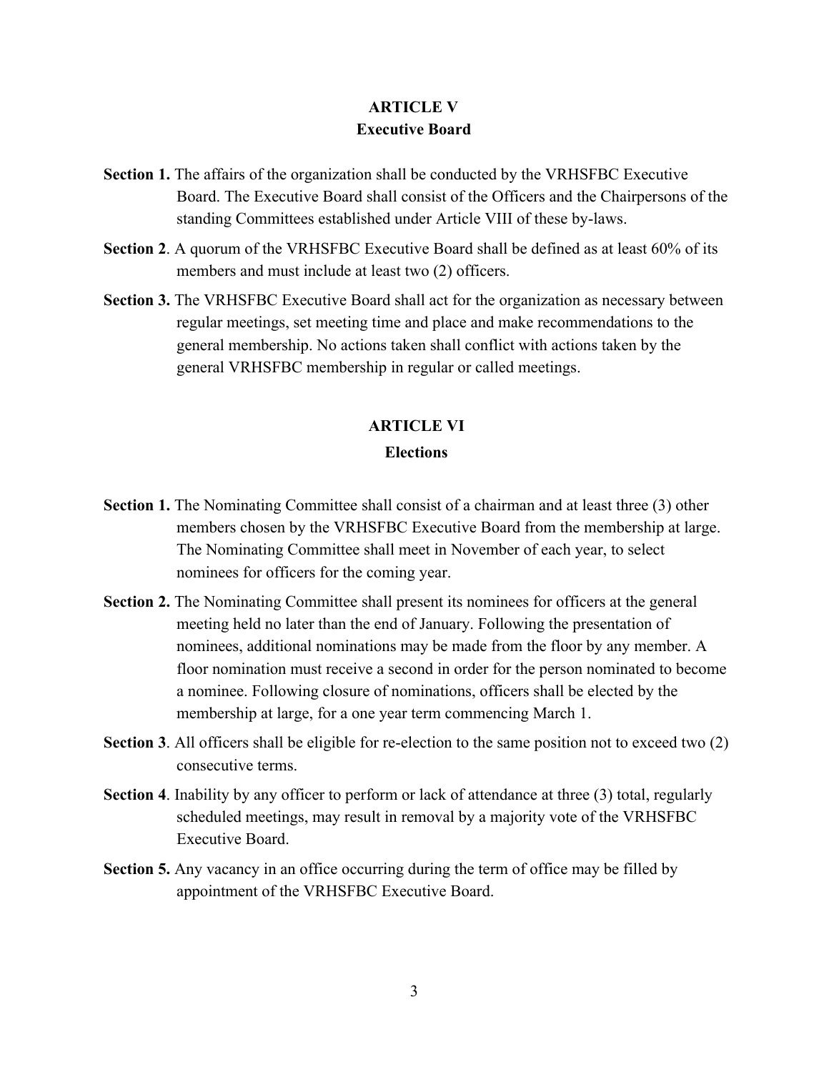## ARTICLE V
## Executive Board

**Section 1.** The affairs of the organization shall be conducted by the VRHSFBC Executive Board. The Executive Board shall consist of the Officers and the Chairpersons of the standing Committees established under Article VIII of these by-laws.

**Section 2**. A quorum of the VRHSFBC Executive Board shall be defined as at least 60% of its members and must include at least two (2) officers.

**Section 3.** The VRHSFBC Executive Board shall act for the organization as necessary between regular meetings, set meeting time and place and make recommendations to the general membership. No actions taken shall conflict with actions taken by the general VRHSFBC membership in regular or called meetings.

## ARTICLE VI
## Elections

**Section 1.** The Nominating Committee shall consist of a chairman and at least three (3) other members chosen by the VRHSFBC Executive Board from the membership at large. The Nominating Committee shall meet in November of each year, to select nominees for officers for the coming year.

**Section 2.** The Nominating Committee shall present its nominees for officers at the general meeting held no later than the end of January. Following the presentation of nominees, additional nominations may be made from the floor by any member. A floor nomination must receive a second in order for the person nominated to become a nominee. Following closure of nominations, officers shall be elected by the membership at large, for a one year term commencing March 1.

**Section 3**. All officers shall be eligible for re-election to the same position not to exceed two (2) consecutive terms.

**Section 4**. Inability by any officer to perform or lack of attendance at three (3) total, regularly scheduled meetings, may result in removal by a majority vote of the VRHSFBC Executive Board.

**Section 5.** Any vacancy in an office occurring during the term of office may be filled by appointment of the VRHSFBC Executive Board.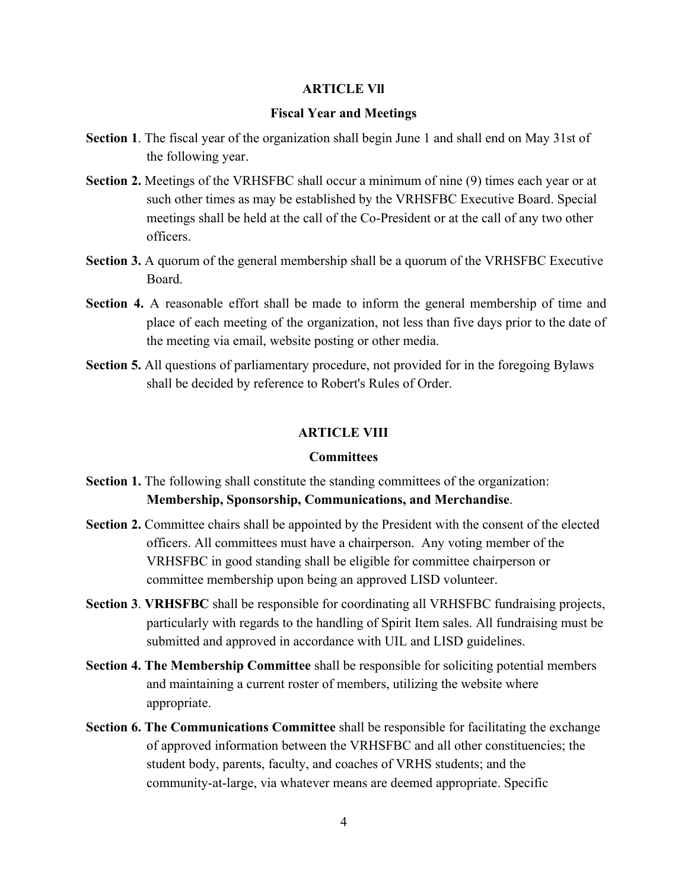## ARTICLE Vll

### Fiscal Year and Meetings

**Section 1**. The fiscal year of the organization shall begin June 1 and shall end on May 31st of the following year.

**Section 2.** Meetings of the VRHSFBC shall occur a minimum of nine (9) times each year or at such other times as may be established by the VRHSFBC Executive Board. Special meetings shall be held at the call of the Co-President or at the call of any two other officers.

**Section 3.** A quorum of the general membership shall be a quorum of the VRHSFBC Executive Board.

**Section 4.** A reasonable effort shall be made to inform the general membership of time and place of each meeting of the organization, not less than five days prior to the date of the meeting via email, website posting or other media.

**Section 5.** All questions of parliamentary procedure, not provided for in the foregoing Bylaws shall be decided by reference to Robert's Rules of Order.

## ARTICLE VIII

### Committees

**Section 1.** The following shall constitute the standing committees of the organization: **Membership, Sponsorship, Communications, and Merchandise**.

**Section 2.** Committee chairs shall be appointed by the President with the consent of the elected officers. All committees must have a chairperson. Any voting member of the VRHSFBC in good standing shall be eligible for committee chairperson or committee membership upon being an approved LISD volunteer.

**Section 3**. **VRHSFBC** shall be responsible for coordinating all VRHSFBC fundraising projects, particularly with regards to the handling of Spirit Item sales. All fundraising must be submitted and approved in accordance with UIL and LISD guidelines.

**Section 4. The Membership Committee** shall be responsible for soliciting potential members and maintaining a current roster of members, utilizing the website where appropriate.

**Section 6. The Communications Committee** shall be responsible for facilitating the exchange of approved information between the VRHSFBC and all other constituencies; the student body, parents, faculty, and coaches of VRHS students; and the community-at-large, via whatever means are deemed appropriate. Specific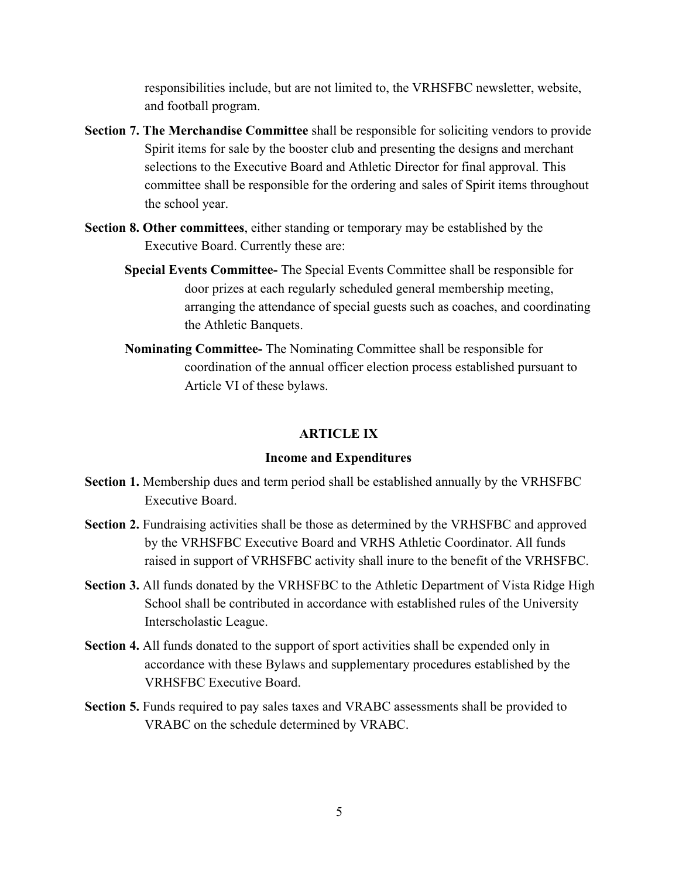responsibilities include, but are not limited to, the VRHSFBC newsletter, website, and football program.

**Section 7. The Merchandise Committee** shall be responsible for soliciting vendors to provide Spirit items for sale by the booster club and presenting the designs and merchant selections to the Executive Board and Athletic Director for final approval. This committee shall be responsible for the ordering and sales of Spirit items throughout the school year.

**Section 8. Other committees**, either standing or temporary may be established by the Executive Board. Currently these are:

**Special Events Committee-** The Special Events Committee shall be responsible for door prizes at each regularly scheduled general membership meeting, arranging the attendance of special guests such as coaches, and coordinating the Athletic Banquets.

**Nominating Committee-** The Nominating Committee shall be responsible for coordination of the annual officer election process established pursuant to Article VI of these bylaws.

## ARTICLE IX

### Income and Expenditures

**Section 1.** Membership dues and term period shall be established annually by the VRHSFBC Executive Board.

**Section 2.** Fundraising activities shall be those as determined by the VRHSFBC and approved by the VRHSFBC Executive Board and VRHS Athletic Coordinator. All funds raised in support of VRHSFBC activity shall inure to the benefit of the VRHSFBC.

**Section 3.** All funds donated by the VRHSFBC to the Athletic Department of Vista Ridge High School shall be contributed in accordance with established rules of the University Interscholastic League.

**Section 4.** All funds donated to the support of sport activities shall be expended only in accordance with these Bylaws and supplementary procedures established by the VRHSFBC Executive Board.

**Section 5.** Funds required to pay sales taxes and VRABC assessments shall be provided to VRABC on the schedule determined by VRABC.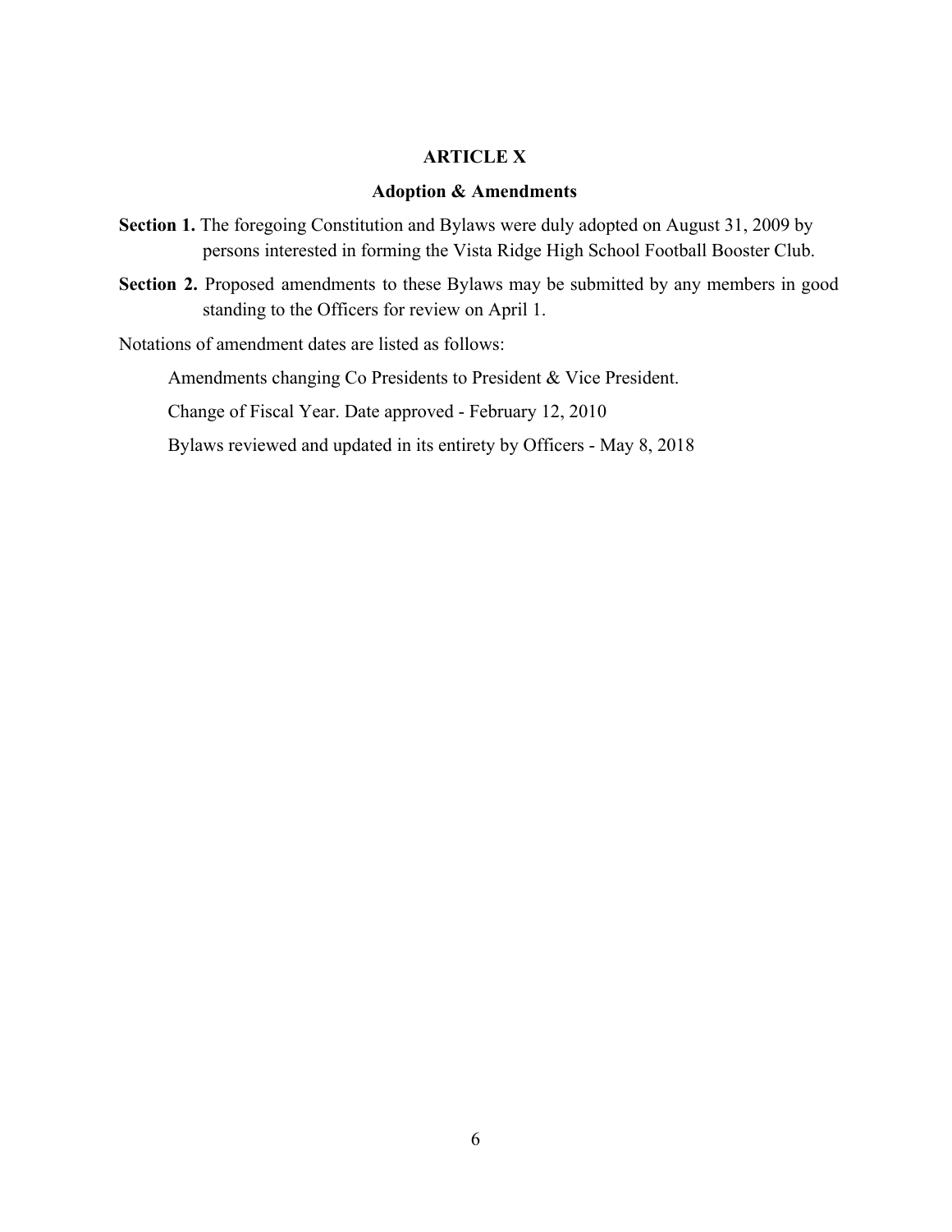## ARTICLE X

### Adoption & Amendments

**Section 1.** The foregoing Constitution and Bylaws were duly adopted on August 31, 2009 by persons interested in forming the Vista Ridge High School Football Booster Club.

**Section 2.** Proposed amendments to these Bylaws may be submitted by any members in good standing to the Officers for review on April 1.

Notations of amendment dates are listed as follows:

Amendments changing Co Presidents to President & Vice President.

Change of Fiscal Year. Date approved - February 12, 2010

Bylaws reviewed and updated in its entirety by Officers - May 8, 2018